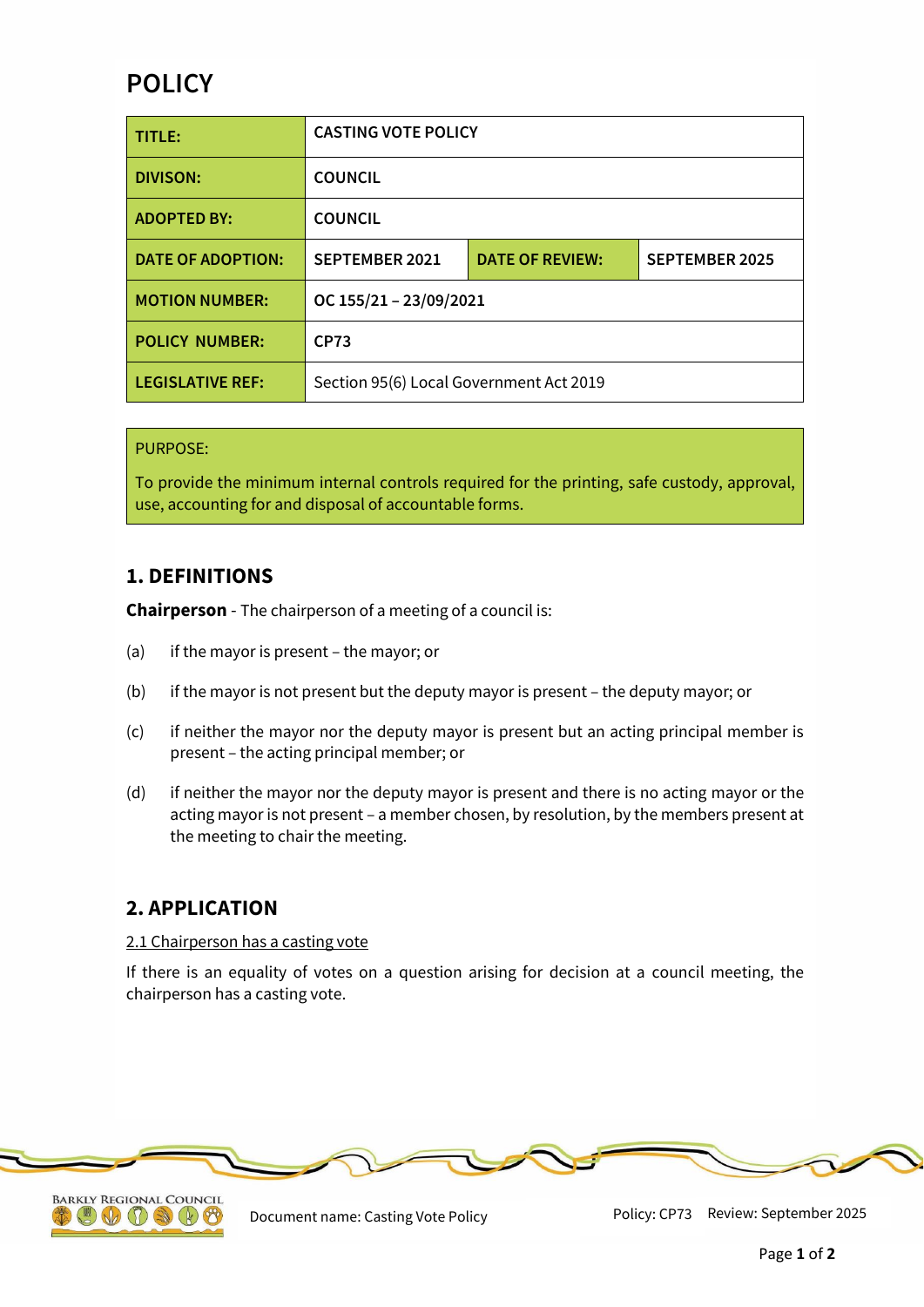# POLICY

| TITLE: | CASTING VOTE POLICY | | |
|---|---|---|---|
| DIVISON: | COUNCIL | | |
| ADOPTED BY: | COUNCIL | | |
| DATE OF ADOPTION: | SEPTEMBER 2021 | DATE OF REVIEW: | SEPTEMBER 2025 |
| MOTION NUMBER: | OC 155/21 – 23/09/2021 | | |
| POLICY NUMBER: | CP73 | | |
| LEGISLATIVE REF: | Section 95(6) Local Government Act 2019 | | |

PURPOSE:

To provide the minimum internal controls required for the printing, safe custody, approval, use, accounting for and disposal of accountable forms.

## 1. DEFINITIONS

**Chairperson** - The chairperson of a meeting of a council is:

(a) if the mayor is present – the mayor; or

(b) if the mayor is not present but the deputy mayor is present – the deputy mayor; or

(c) if neither the mayor nor the deputy mayor is present but an acting principal member is present – the acting principal member; or

(d) if neither the mayor nor the deputy mayor is present and there is no acting mayor or the acting mayor is not present – a member chosen, by resolution, by the members present at the meeting to chair the meeting.

## 2. APPLICATION

2.1 Chairperson has a casting vote

If there is an equality of votes on a question arising for decision at a council meeting, the chairperson has a casting vote.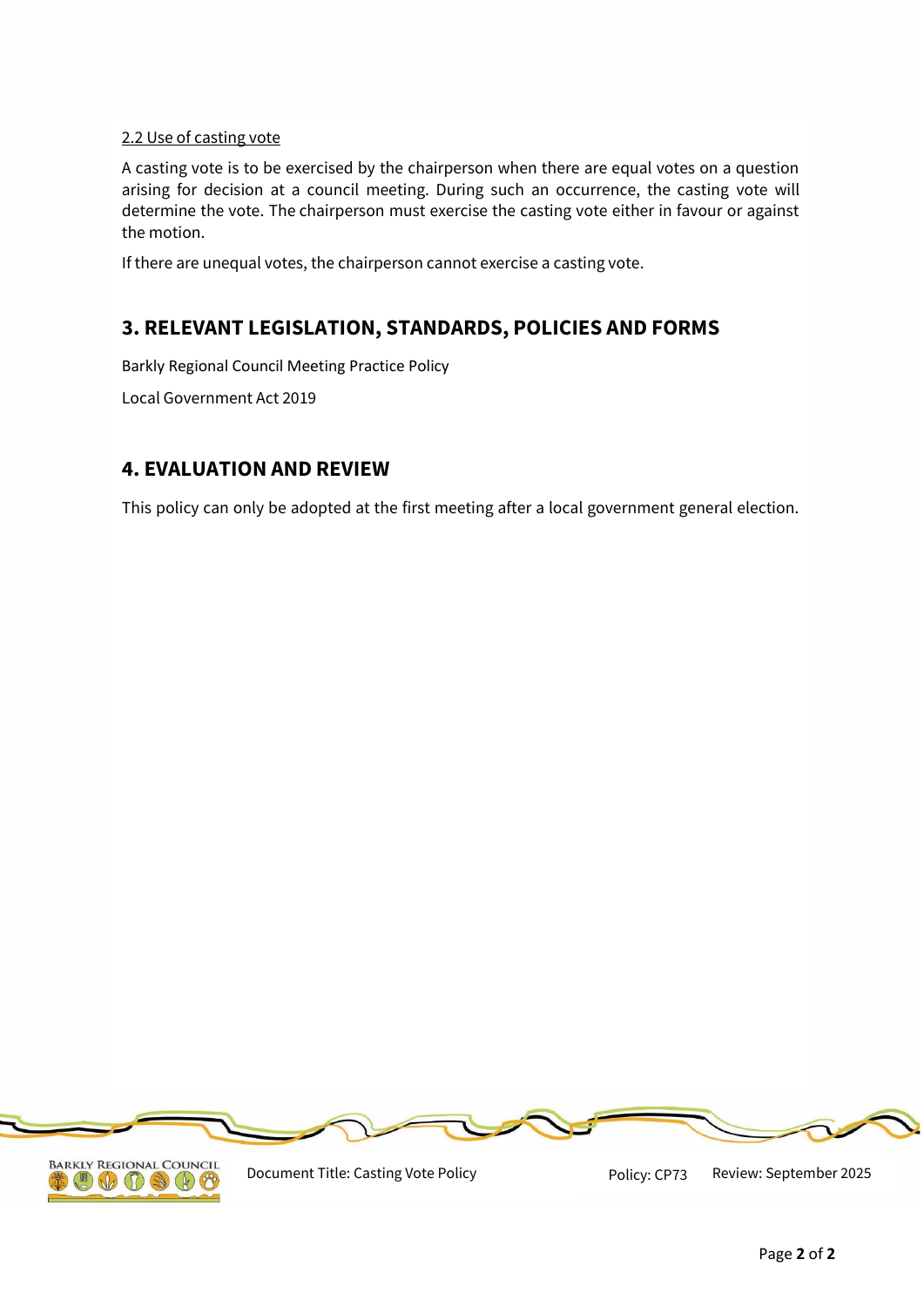2.2 Use of casting vote

A casting vote is to be exercised by the chairperson when there are equal votes on a question arising for decision at a council meeting. During such an occurrence, the casting vote will determine the vote. The chairperson must exercise the casting vote either in favour or against the motion.

If there are unequal votes, the chairperson cannot exercise a casting vote.

## 3. RELEVANT LEGISLATION, STANDARDS, POLICIES AND FORMS

Barkly Regional Council Meeting Practice Policy

Local Government Act 2019

## 4. EVALUATION AND REVIEW

This policy can only be adopted at the first meeting after a local government general election.